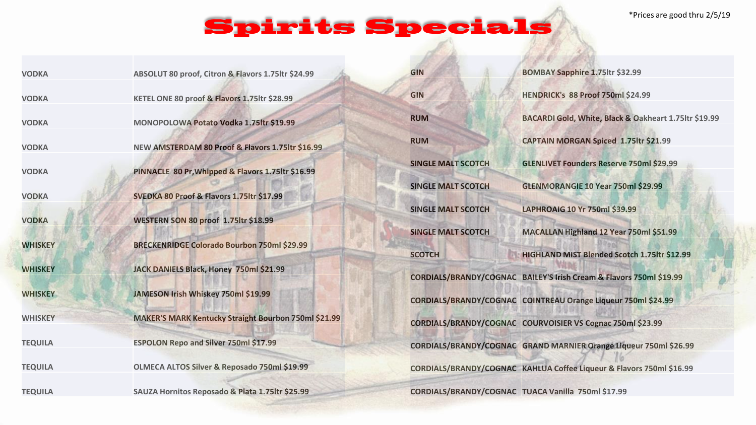# Spirits Specials

*Prices are good thru 2/5/19

| Category | Item |
|---|---|
| VODKA | ABSOLUT 80 proof, Citron & Flavors 1.75ltr $24.99 |
| VODKA | KETEL ONE 80 proof & Flavors 1.75ltr $28.99 |
| VODKA | MONOPOLOWA Potato Vodka 1.75ltr $19.99 |
| VODKA | NEW AMSTERDAM 80 Proof & Flavors 1.75ltr $16.99 |
| VODKA | PINNACLE 80 Pr,Whipped & Flavors 1.75ltr $16.99 |
| VODKA | SVEDKA 80 Proof & Flavors 1.75ltr $17.99 |
| VODKA | WESTERN SON 80 proof 1.75ltr $18.99 |
| WHISKEY | BRECKENRIDGE Colorado Bourbon 750ml $29.99 |
| WHISKEY | JACK DANIELS Black, Honey 750ml $21.99 |
| WHISKEY | JAMESON Irish Whiskey 750ml $19.99 |
| WHISKEY | MAKER'S MARK Kentucky Straight Bourbon 750ml $21.99 |
| TEQUILA | ESPOLON Repo and Silver 750ml $17.99 |
| TEQUILA | OLMECA ALTOS Silver & Reposado 750ml $19.99 |
| TEQUILA | SAUZA Hornitos Reposado & Plata 1.75ltr $25.99 |

| Category | Item |
|---|---|
| GIN | BOMBAY Sapphire 1.75ltr $32.99 |
| GIN | HENDRICK's 88 Proof 750ml $24.99 |
| RUM | BACARDI Gold, White, Black & Oakheart 1.75ltr $19.99 |
| RUM | CAPTAIN MORGAN Spiced 1.75ltr $21.99 |
| SINGLE MALT SCOTCH | GLENLIVET Founders Reserve 750ml $29.99 |
| SINGLE MALT SCOTCH | GLENMORANGIE 10 Year 750ml $29.99 |
| SINGLE MALT SCOTCH | LAPHROAIG 10 Yr 750ml $39.99 |
| SINGLE MALT SCOTCH | MACALLAN Highland 12 Year 750ml $51.99 |
| SCOTCH | HIGHLAND MIST Blended Scotch 1.75ltr $12.99 |
| CORDIALS/BRANDY/COGNAC | BAILEY'S Irish Cream & Flavors 750ml $19.99 |
| CORDIALS/BRANDY/COGNAC | COINTREAU Orange Liqueur 750ml $24.99 |
| CORDIALS/BRANDY/COGNAC | COURVOISIER VS Cognac 750ml $23.99 |
| CORDIALS/BRANDY/COGNAC | GRAND MARNIER Orange Liqueur 750ml $26.99 |
| CORDIALS/BRANDY/COGNAC | KAHLUA Coffee Liqueur & Flavors 750ml $16.99 |
| CORDIALS/BRANDY/COGNAC | TUACA Vanilla 750ml $17.99 |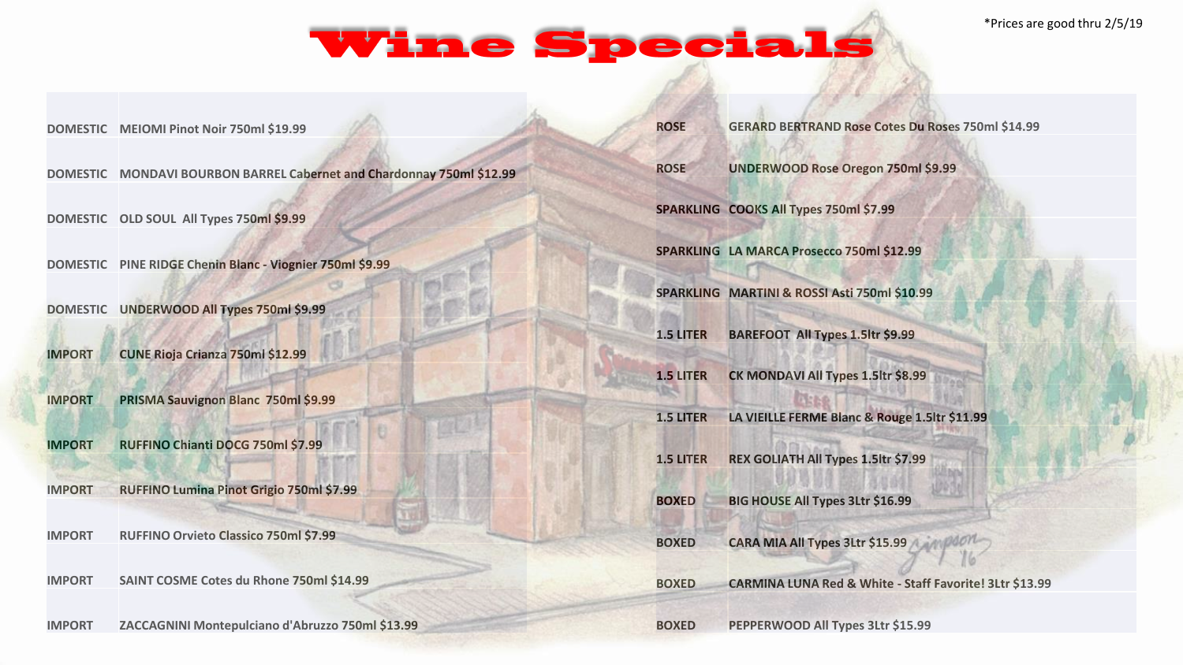# Wine Specials

*Prices are good thru 2/5/19

| | |
|---|---|
| DOMESTIC | MEIOMI Pinot Noir 750ml $19.99 |
| DOMESTIC | MONDAVI BOURBON BARREL Cabernet and Chardonnay 750ml $12.99 |
| DOMESTIC | OLD SOUL All Types 750ml $9.99 |
| DOMESTIC | PINE RIDGE Chenin Blanc - Viognier 750ml $9.99 |
| DOMESTIC | UNDERWOOD All Types 750ml $9.99 |
| IMPORT | CUNE Rioja Crianza 750ml $12.99 |
| IMPORT | PRISMA Sauvignon Blanc 750ml $9.99 |
| IMPORT | RUFFINO Chianti DOCG 750ml $7.99 |
| IMPORT | RUFFINO Lumina Pinot Grigio 750ml $7.99 |
| IMPORT | RUFFINO Orvieto Classico 750ml $7.99 |
| IMPORT | SAINT COSME Cotes du Rhone 750ml $14.99 |
| IMPORT | ZACCAGNINI Montepulciano d'Abruzzo 750ml $13.99 |

| | |
|---|---|
| ROSE | GERARD BERTRAND Rose Cotes Du Roses 750ml $14.99 |
| ROSE | UNDERWOOD Rose Oregon 750ml $9.99 |
| SPARKLING | COOKS All Types 750ml $7.99 |
| SPARKLING | LA MARCA Prosecco 750ml $12.99 |
| SPARKLING | MARTINI & ROSSI Asti 750ml $10.99 |
| 1.5 LITER | BAREFOOT All Types 1.5ltr $9.99 |
| 1.5 LITER | CK MONDAVI All Types 1.5ltr $8.99 |
| 1.5 LITER | LA VIEILLE FERME Blanc & Rouge 1.5ltr $11.99 |
| 1.5 LITER | REX GOLIATH All Types 1.5ltr $7.99 |
| BOXED | BIG HOUSE All Types 3Ltr $16.99 |
| BOXED | CARA MIA All Types 3Ltr $15.99 |
| BOXED | CARMINA LUNA Red & White - Staff Favorite! 3Ltr $13.99 |
| BOXED | PEPPERWOOD All Types 3Ltr $15.99 |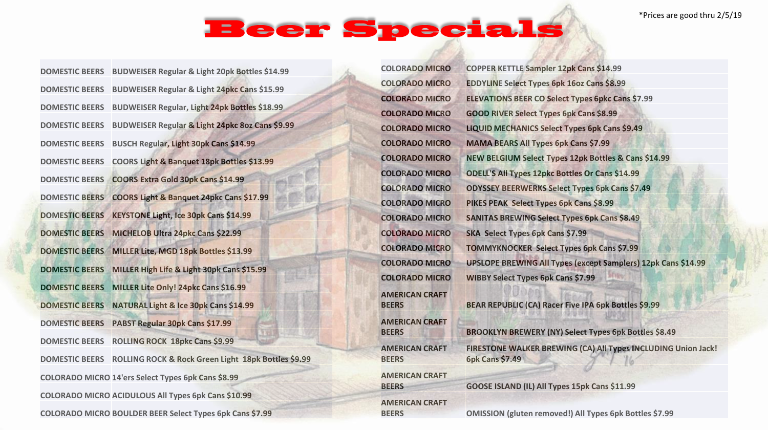# Beer Specials

*Prices are good thru 2/5/19

| Category | Item |
| --- | --- |
| DOMESTIC BEERS | BUDWEISER Regular & Light 20pk Bottles $14.99 |
| DOMESTIC BEERS | BUDWEISER Regular & Light 24pkc Cans $15.99 |
| DOMESTIC BEERS | BUDWEISER Regular, Light 24pk Bottles $18.99 |
| DOMESTIC BEERS | BUDWEISER Regular & Light 24pkc 8oz Cans $9.99 |
| DOMESTIC BEERS | BUSCH Regular, Light 30pk Cans $14.99 |
| DOMESTIC BEERS | COORS Light & Banquet 18pk Bottles $13.99 |
| DOMESTIC BEERS | COORS Extra Gold 30pk Cans $14.99 |
| DOMESTIC BEERS | COORS Light & Banquet 24pkc Cans $17.99 |
| DOMESTIC BEERS | KEYSTONE Light, Ice 30pk Cans $14.99 |
| DOMESTIC BEERS | MICHELOB Ultra 24pkc Cans $22.99 |
| DOMESTIC BEERS | MILLER Lite, MGD 18pk Bottles $13.99 |
| DOMESTIC BEERS | MILLER High Life & Light 30pk Cans $15.99 |
| DOMESTIC BEERS | MILLER Lite Only! 24pkc Cans $16.99 |
| DOMESTIC BEERS | NATURAL Light & Ice 30pk Cans $14.99 |
| DOMESTIC BEERS | PABST Regular 30pk Cans $17.99 |
| DOMESTIC BEERS | ROLLING ROCK 18pkc Cans $9.99 |
| DOMESTIC BEERS | ROLLING ROCK & Rock Green Light 18pk Bottles $9.99 |
| COLORADO MICRO | 14'ers Select Types 6pk Cans $8.99 |
| COLORADO MICRO | ACIDULOUS All Types 6pk Cans $10.99 |
| COLORADO MICRO | BOULDER BEER Select Types 6pk Cans $7.99 |
| COLORADO MICRO | COPPER KETTLE Sampler 12pk Cans $14.99 |
| COLORADO MICRO | EDDYLINE Select Types 6pk 16oz Cans $8.99 |
| COLORADO MICRO | ELEVATIONS BEER CO Select Types 6pkc Cans $7.99 |
| COLORADO MICRO | GOOD RIVER Select Types 6pk Cans $8.99 |
| COLORADO MICRO | LIQUID MECHANICS Select Types 6pk Cans $9.49 |
| COLORADO MICRO | MAMA BEARS All Types 6pk Cans $7.99 |
| COLORADO MICRO | NEW BELGIUM Select Types 12pk Bottles & Cans $14.99 |
| COLORADO MICRO | ODELL'S All Types 12pkc Bottles Or Cans $14.99 |
| COLORADO MICRO | ODYSSEY BEERWERKS Select Types 6pk Cans $7.49 |
| COLORADO MICRO | PIKES PEAK Select Types 6pk Cans $8.99 |
| COLORADO MICRO | SANITAS BREWING Select Types 6pk Cans $8.49 |
| COLORADO MICRO | SKA Select Types 6pk Cans $7.99 |
| COLORADO MICRO | TOMMYKNOCKER Select Types 6pk Cans $7.99 |
| COLORADO MICRO | UPSLOPE BREWING All Types (except Samplers) 12pk Cans $14.99 |
| COLORADO MICRO | WIBBY Select Types 6pk Cans $7.99 |
| AMERICAN CRAFT BEERS | BEAR REPUBLIC (CA) Racer Five IPA 6pk Bottles $9.99 |
| AMERICAN CRAFT BEERS | BROOKLYN BREWERY (NY) Select Types 6pk Bottles $8.49 |
| AMERICAN CRAFT BEERS | FIRESTONE WALKER BREWING (CA) All Types INCLUDING Union Jack! 6pk Cans $7.49 |
| AMERICAN CRAFT BEERS | GOOSE ISLAND (IL) All Types 15pk Cans $11.99 |
| AMERICAN CRAFT BEERS | OMISSION (gluten removed!) All Types 6pk Bottles $7.99 |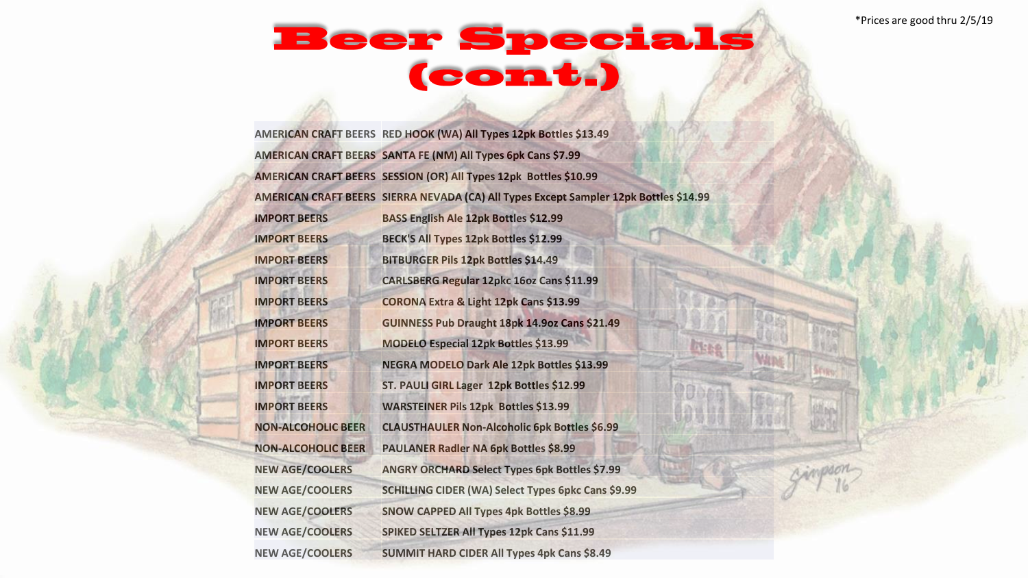*Prices are good thru 2/5/19

# Beer Specials (cont.)

| | |
|---|---|
| AMERICAN CRAFT BEERS | RED HOOK (WA) All Types 12pk Bottles $13.49 |
| AMERICAN CRAFT BEERS | SANTA FE (NM) All Types 6pk Cans $7.99 |
| AMERICAN CRAFT BEERS | SESSION (OR) All Types 12pk Bottles $10.99 |
| AMERICAN CRAFT BEERS | SIERRA NEVADA (CA) All Types Except Sampler 12pk Bottles $14.99 |
| IMPORT BEERS | BASS English Ale 12pk Bottles $12.99 |
| IMPORT BEERS | BECK'S All Types 12pk Bottles $12.99 |
| IMPORT BEERS | BITBURGER Pils 12pk Bottles $14.49 |
| IMPORT BEERS | CARLSBERG Regular 12pkc 16oz Cans $11.99 |
| IMPORT BEERS | CORONA Extra & Light 12pk Cans $13.99 |
| IMPORT BEERS | GUINNESS Pub Draught 18pk 14.9oz Cans $21.49 |
| IMPORT BEERS | MODELO Especial 12pk Bottles $13.99 |
| IMPORT BEERS | NEGRA MODELO Dark Ale 12pk Bottles $13.99 |
| IMPORT BEERS | ST. PAULI GIRL Lager 12pk Bottles $12.99 |
| IMPORT BEERS | WARSTEINER Pils 12pk Bottles $13.99 |
| NON-ALCOHOLIC BEER | CLAUSTHAULER Non-Alcoholic 6pk Bottles $6.99 |
| NON-ALCOHOLIC BEER | PAULANER Radler NA 6pk Bottles $8.99 |
| NEW AGE/COOLERS | ANGRY ORCHARD Select Types 6pk Bottles $7.99 |
| NEW AGE/COOLERS | SCHILLING CIDER (WA) Select Types 6pkc Cans $9.99 |
| NEW AGE/COOLERS | SNOW CAPPED All Types 4pk Bottles $8.99 |
| NEW AGE/COOLERS | SPIKED SELTZER All Types 12pk Cans $11.99 |
| NEW AGE/COOLERS | SUMMIT HARD CIDER All Types 4pk Cans $8.49 |